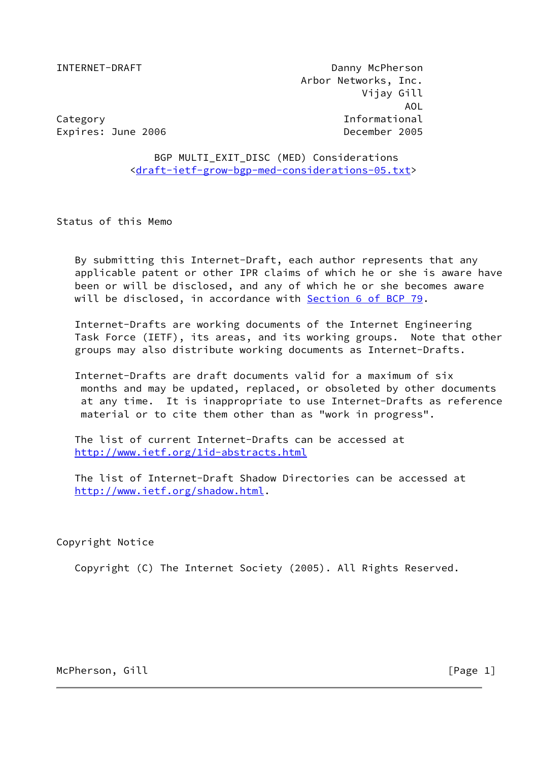INTERNET-DRAFT                                          Danny McPherson
                                                   Arbor Networks, Inc.
                                                             Vijay Gill
                                                                    AOL
Category                                                  Informational
Expires: June 2006                                        December 2005

# BGP MULTI_EXIT_DISC (MED) Considerations

<draft-ietf-grow-bgp-med-considerations-05.txt>

## Status of this Memo

By submitting this Internet-Draft, each author represents that any applicable patent or other IPR claims of which he or she is aware have been or will be disclosed, and any of which he or she becomes aware will be disclosed, in accordance with Section 6 of BCP 79.

Internet-Drafts are working documents of the Internet Engineering Task Force (IETF), its areas, and its working groups. Note that other groups may also distribute working documents as Internet-Drafts.

Internet-Drafts are draft documents valid for a maximum of six months and may be updated, replaced, or obsoleted by other documents at any time. It is inappropriate to use Internet-Drafts as reference material or to cite them other than as "work in progress".

The list of current Internet-Drafts can be accessed at http://www.ietf.org/1id-abstracts.html

The list of Internet-Draft Shadow Directories can be accessed at http://www.ietf.org/shadow.html.

## Copyright Notice

Copyright (C) The Internet Society (2005). All Rights Reserved.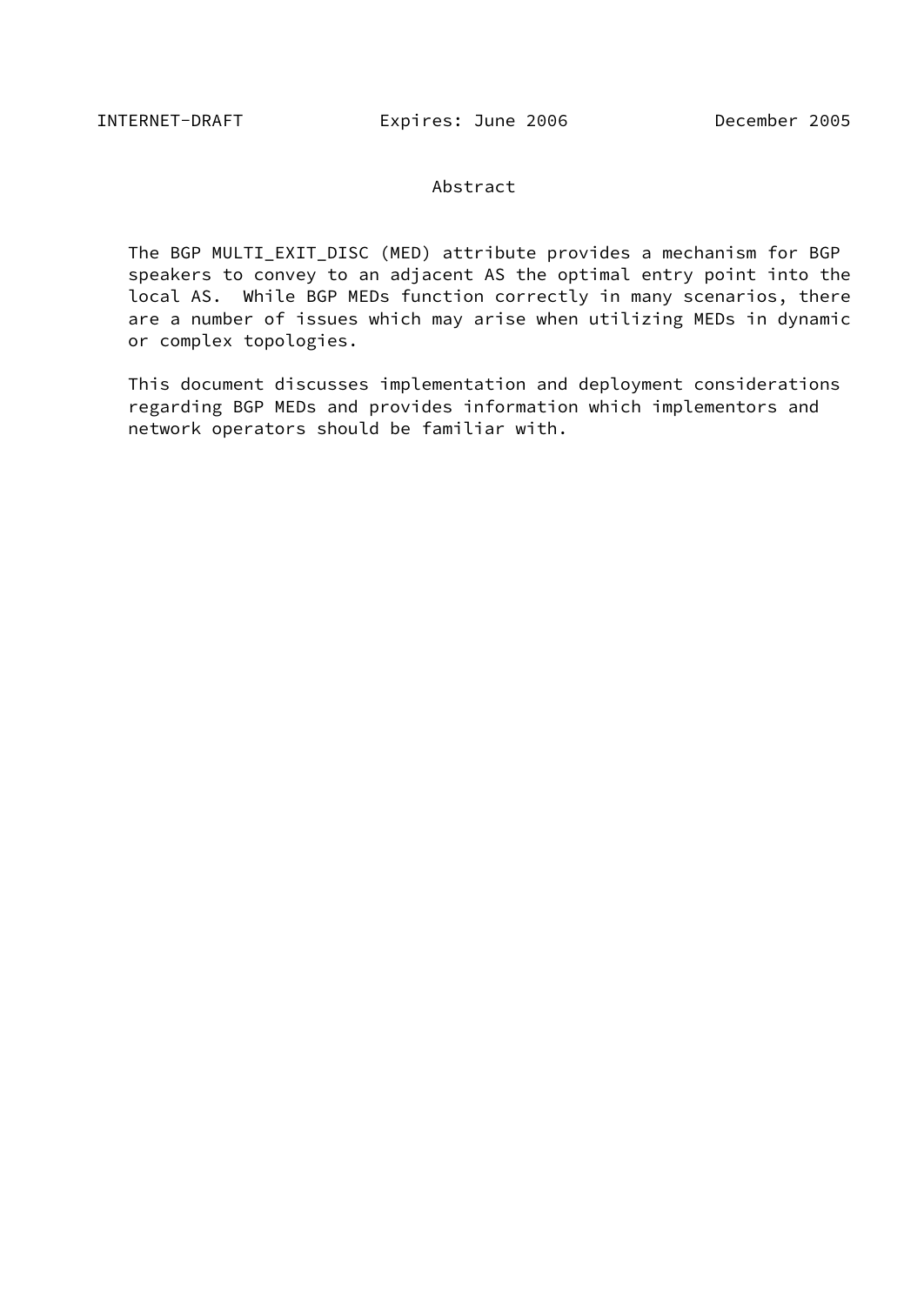## Abstract

The BGP MULTI_EXIT_DISC (MED) attribute provides a mechanism for BGP speakers to convey to an adjacent AS the optimal entry point into the local AS. While BGP MEDs function correctly in many scenarios, there are a number of issues which may arise when utilizing MEDs in dynamic or complex topologies.

This document discusses implementation and deployment considerations regarding BGP MEDs and provides information which implementors and network operators should be familiar with.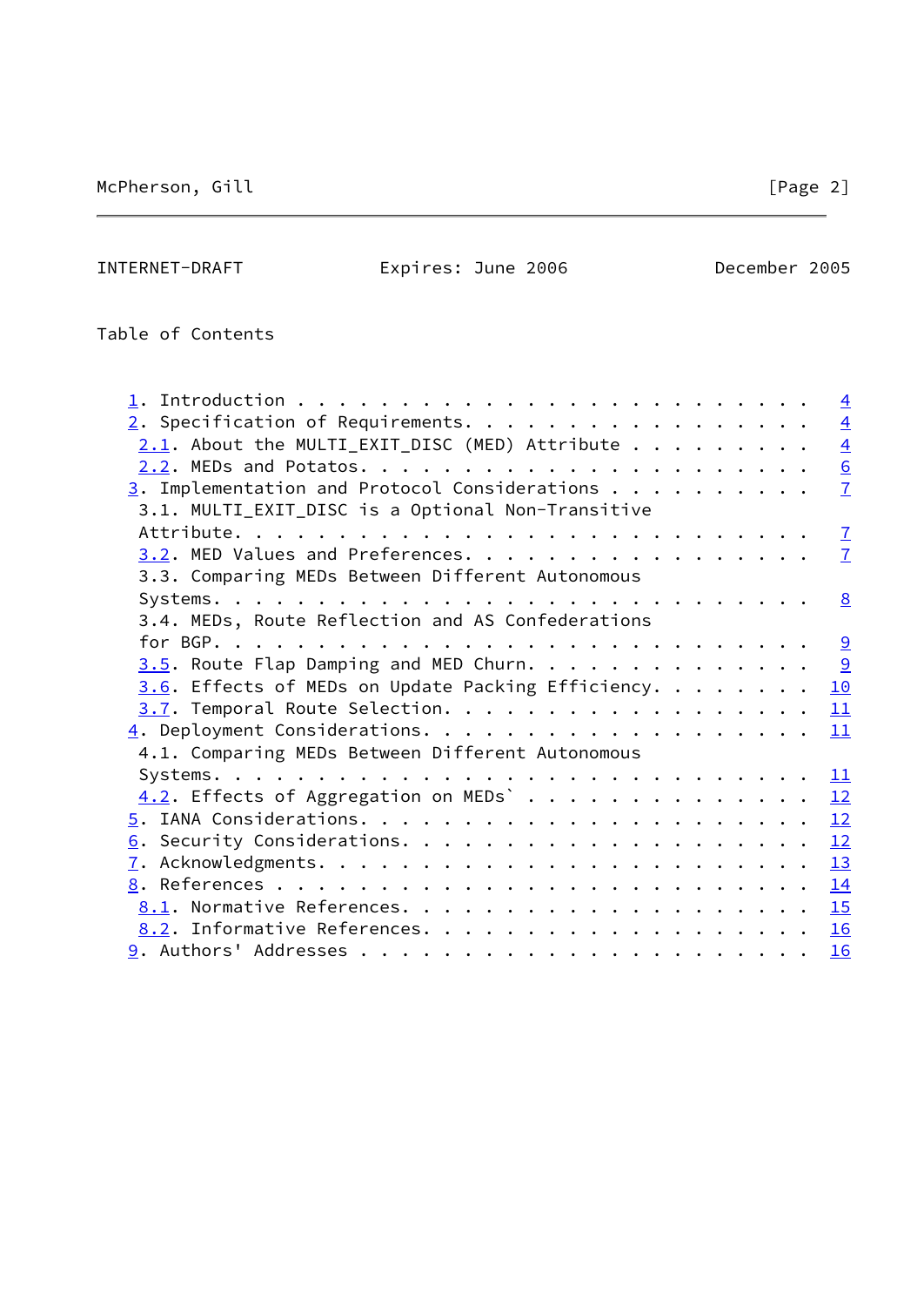Table of Contents

```
   1. Introduction . . . . . . . . . . . . . . . . . . . . . . . .   4
   2. Specification of Requirements. . . . . . . . . . . . . . . .   4
    2.1. About the MULTI_EXIT_DISC (MED) Attribute . . . . . . . .   4
    2.2. MEDs and Potatos. . . . . . . . . . . . . . . . . . . . .   6
   3. Implementation and Protocol Considerations . . . . . . . . .   7
    3.1. MULTI_EXIT_DISC is a Optional Non-Transitive
    Attribute. . . . . . . . . . . . . . . . . . . . . . . . . . .   7
    3.2. MED Values and Preferences. . . . . . . . . . . . . . . .   7
    3.3. Comparing MEDs Between Different Autonomous
    Systems. . . . . . . . . . . . . . . . . . . . . . . . . . . .   8
    3.4. MEDs, Route Reflection and AS Confederations
    for BGP. . . . . . . . . . . . . . . . . . . . . . . . . . . .   9
    3.5. Route Flap Damping and MED Churn. . . . . . . . . . . . .   9
    3.6. Effects of MEDs on Update Packing Efficiency. . . . . . .  10
    3.7. Temporal Route Selection. . . . . . . . . . . . . . . . .  11
   4. Deployment Considerations. . . . . . . . . . . . . . . . . .  11
    4.1. Comparing MEDs Between Different Autonomous
    Systems. . . . . . . . . . . . . . . . . . . . . . . . . . . .  11
    4.2. Effects of Aggregation on MEDs` . . . . . . . . . . . . .  12
   5. IANA Considerations. . . . . . . . . . . . . . . . . . . . .  12
   6. Security Considerations. . . . . . . . . . . . . . . . . . .  12
   7. Acknowledgments. . . . . . . . . . . . . . . . . . . . . . .  13
   8. References . . . . . . . . . . . . . . . . . . . . . . . . .  14
    8.1. Normative References. . . . . . . . . . . . . . . . . . .  15
    8.2. Informative References. . . . . . . . . . . . . . . . . .  16
   9. Authors' Addresses . . . . . . . . . . . . . . . . . . . . .  16
```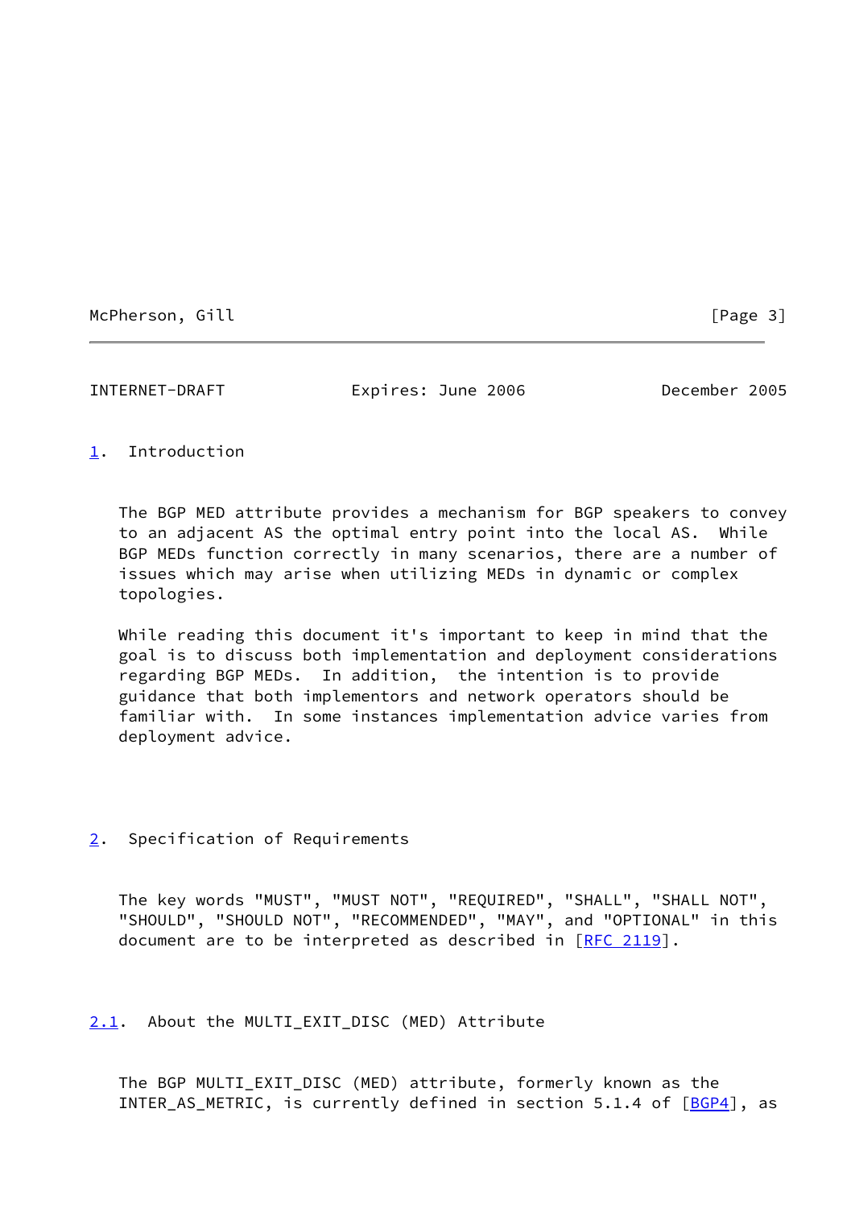## 1. Introduction

The BGP MED attribute provides a mechanism for BGP speakers to convey to an adjacent AS the optimal entry point into the local AS. While BGP MEDs function correctly in many scenarios, there are a number of issues which may arise when utilizing MEDs in dynamic or complex topologies.

While reading this document it's important to keep in mind that the goal is to discuss both implementation and deployment considerations regarding BGP MEDs. In addition, the intention is to provide guidance that both implementors and network operators should be familiar with. In some instances implementation advice varies from deployment advice.

## 2. Specification of Requirements

The key words "MUST", "MUST NOT", "REQUIRED", "SHALL", "SHALL NOT", "SHOULD", "SHOULD NOT", "RECOMMENDED", "MAY", and "OPTIONAL" in this document are to be interpreted as described in [RFC 2119].

### 2.1. About the MULTI_EXIT_DISC (MED) Attribute

The BGP MULTI_EXIT_DISC (MED) attribute, formerly known as the INTER_AS_METRIC, is currently defined in section 5.1.4 of [BGP4], as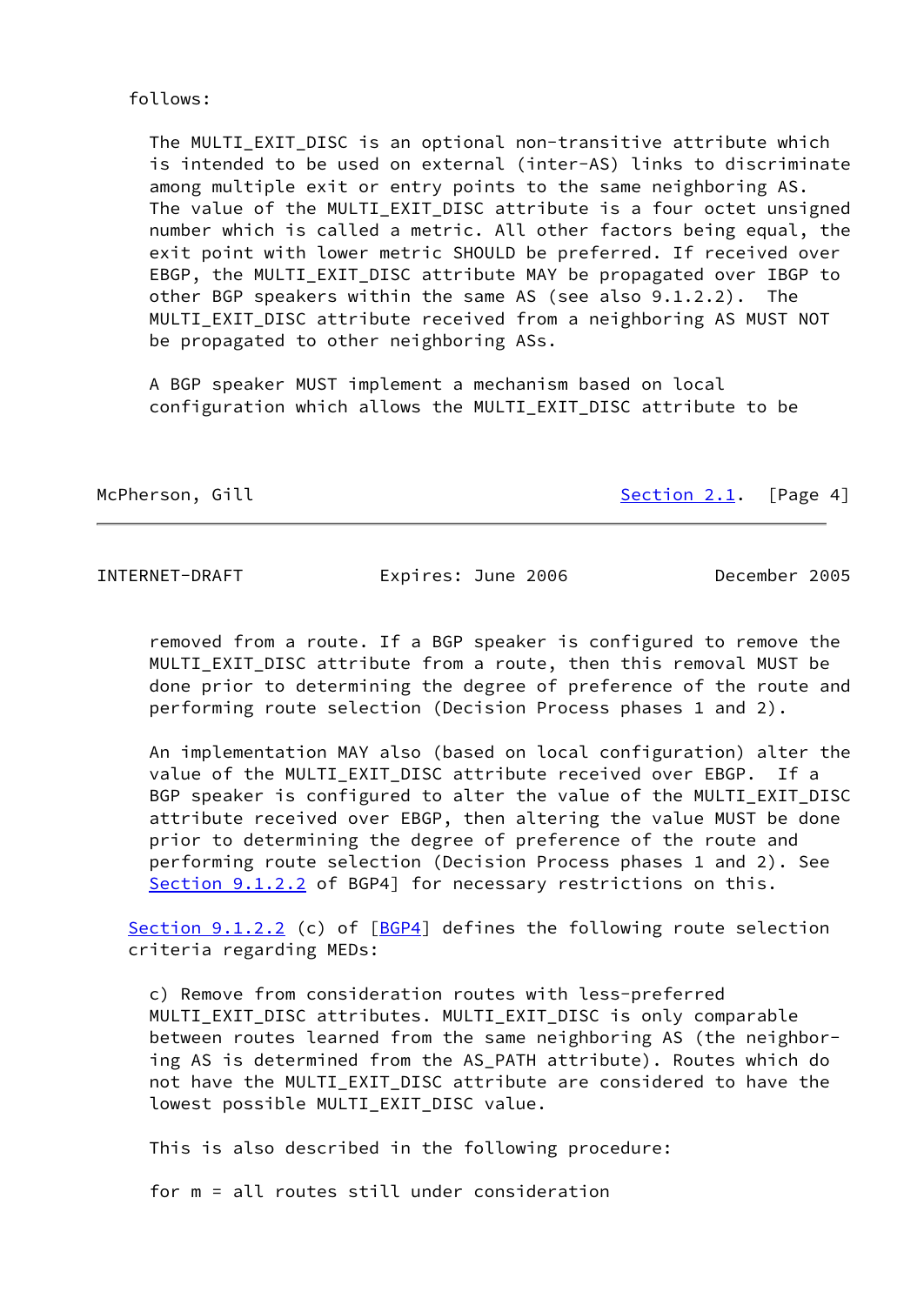follows:

The MULTI_EXIT_DISC is an optional non-transitive attribute which is intended to be used on external (inter-AS) links to discriminate among multiple exit or entry points to the same neighboring AS. The value of the MULTI_EXIT_DISC attribute is a four octet unsigned number which is called a metric. All other factors being equal, the exit point with lower metric SHOULD be preferred. If received over EBGP, the MULTI_EXIT_DISC attribute MAY be propagated over IBGP to other BGP speakers within the same AS (see also 9.1.2.2). The MULTI_EXIT_DISC attribute received from a neighboring AS MUST NOT be propagated to other neighboring ASs.

A BGP speaker MUST implement a mechanism based on local configuration which allows the MULTI_EXIT_DISC attribute to be removed from a route. If a BGP speaker is configured to remove the MULTI_EXIT_DISC attribute from a route, then this removal MUST be done prior to determining the degree of preference of the route and performing route selection (Decision Process phases 1 and 2).

An implementation MAY also (based on local configuration) alter the value of the MULTI_EXIT_DISC attribute received over EBGP. If a BGP speaker is configured to alter the value of the MULTI_EXIT_DISC attribute received over EBGP, then altering the value MUST be done prior to determining the degree of preference of the route and performing route selection (Decision Process phases 1 and 2). See Section 9.1.2.2 of BGP4] for necessary restrictions on this.

Section 9.1.2.2 (c) of [BGP4] defines the following route selection criteria regarding MEDs:

c) Remove from consideration routes with less-preferred MULTI_EXIT_DISC attributes. MULTI_EXIT_DISC is only comparable between routes learned from the same neighboring AS (the neighboring AS is determined from the AS_PATH attribute). Routes which do not have the MULTI_EXIT_DISC attribute are considered to have the lowest possible MULTI_EXIT_DISC value.

This is also described in the following procedure:

for m = all routes still under consideration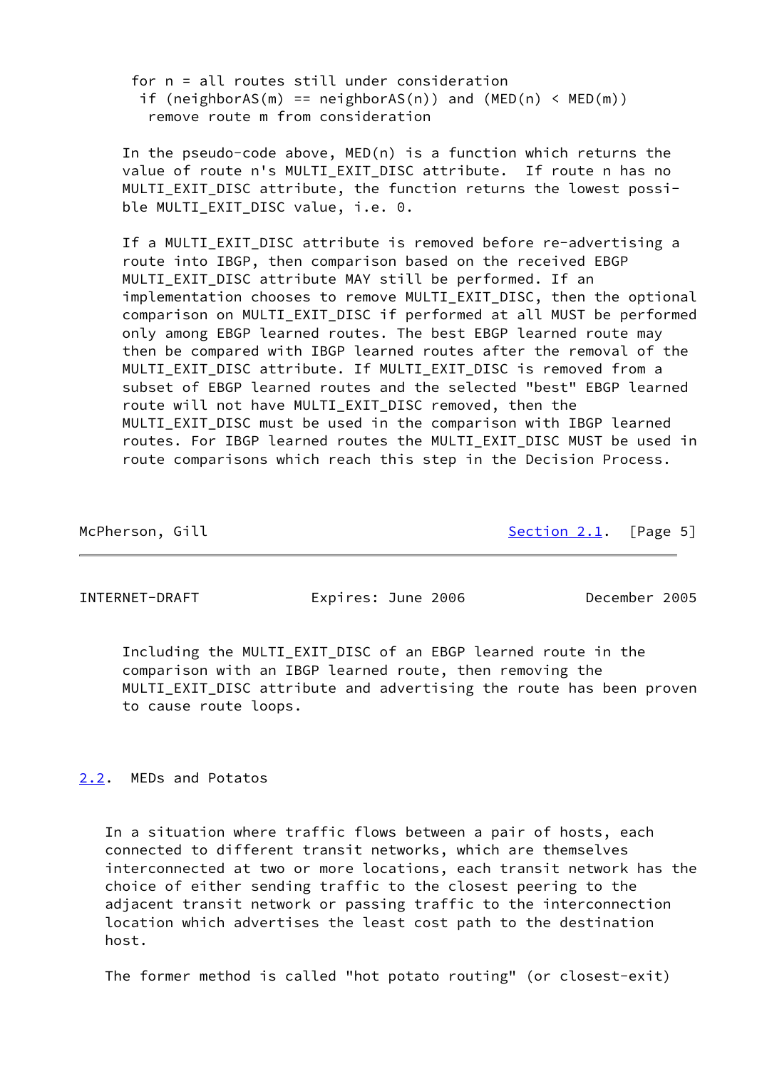```
for n = all routes still under consideration
 if (neighborAS(m) == neighborAS(n)) and (MED(n) < MED(m))
  remove route m from consideration
```

In the pseudo-code above, MED(n) is a function which returns the value of route n's MULTI_EXIT_DISC attribute. If route n has no MULTI_EXIT_DISC attribute, the function returns the lowest possible MULTI_EXIT_DISC value, i.e. 0.

If a MULTI_EXIT_DISC attribute is removed before re-advertising a route into IBGP, then comparison based on the received EBGP MULTI_EXIT_DISC attribute MAY still be performed. If an implementation chooses to remove MULTI_EXIT_DISC, then the optional comparison on MULTI_EXIT_DISC if performed at all MUST be performed only among EBGP learned routes. The best EBGP learned route may then be compared with IBGP learned routes after the removal of the MULTI_EXIT_DISC attribute. If MULTI_EXIT_DISC is removed from a subset of EBGP learned routes and the selected "best" EBGP learned route will not have MULTI_EXIT_DISC removed, then the MULTI_EXIT_DISC must be used in the comparison with IBGP learned routes. For IBGP learned routes the MULTI_EXIT_DISC MUST be used in route comparisons which reach this step in the Decision Process.

Including the MULTI_EXIT_DISC of an EBGP learned route in the comparison with an IBGP learned route, then removing the MULTI_EXIT_DISC attribute and advertising the route has been proven to cause route loops.

## 2.2. MEDs and Potatos

In a situation where traffic flows between a pair of hosts, each connected to different transit networks, which are themselves interconnected at two or more locations, each transit network has the choice of either sending traffic to the closest peering to the adjacent transit network or passing traffic to the interconnection location which advertises the least cost path to the destination host.

The former method is called "hot potato routing" (or closest-exit)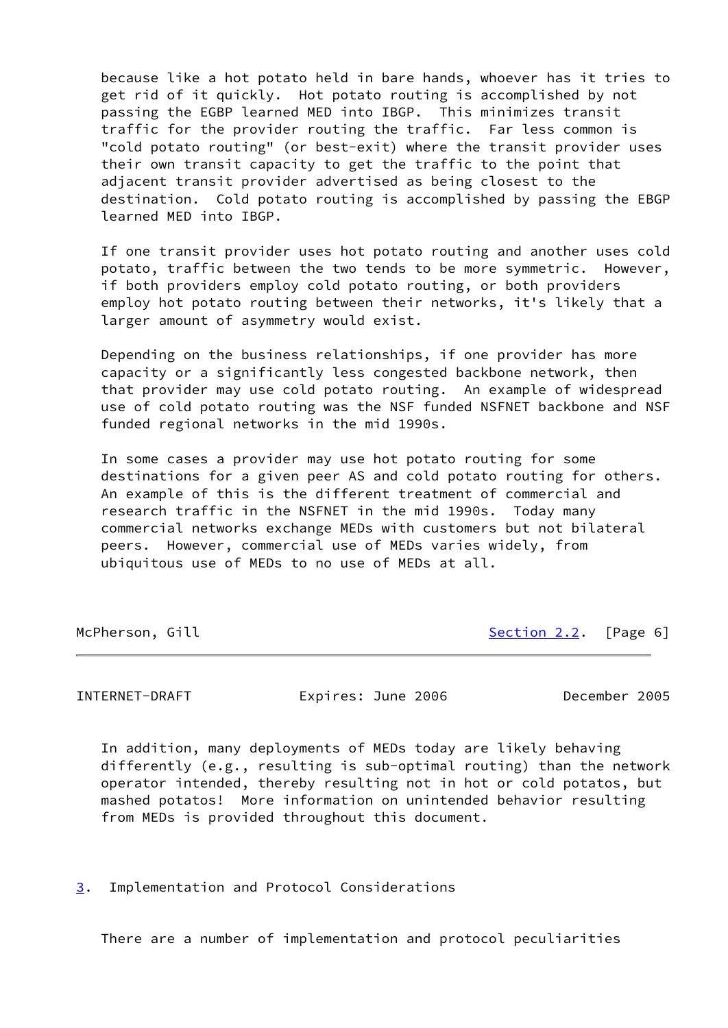because like a hot potato held in bare hands, whoever has it tries to get rid of it quickly. Hot potato routing is accomplished by not passing the EGBP learned MED into IBGP. This minimizes transit traffic for the provider routing the traffic. Far less common is "cold potato routing" (or best-exit) where the transit provider uses their own transit capacity to get the traffic to the point that adjacent transit provider advertised as being closest to the destination. Cold potato routing is accomplished by passing the EBGP learned MED into IBGP.

If one transit provider uses hot potato routing and another uses cold potato, traffic between the two tends to be more symmetric. However, if both providers employ cold potato routing, or both providers employ hot potato routing between their networks, it's likely that a larger amount of asymmetry would exist.

Depending on the business relationships, if one provider has more capacity or a significantly less congested backbone network, then that provider may use cold potato routing. An example of widespread use of cold potato routing was the NSF funded NSFNET backbone and NSF funded regional networks in the mid 1990s.

In some cases a provider may use hot potato routing for some destinations for a given peer AS and cold potato routing for others. An example of this is the different treatment of commercial and research traffic in the NSFNET in the mid 1990s. Today many commercial networks exchange MEDs with customers but not bilateral peers. However, commercial use of MEDs varies widely, from ubiquitous use of MEDs to no use of MEDs at all.

In addition, many deployments of MEDs today are likely behaving differently (e.g., resulting is sub-optimal routing) than the network operator intended, thereby resulting not in hot or cold potatos, but mashed potatos! More information on unintended behavior resulting from MEDs is provided throughout this document.

## 3. Implementation and Protocol Considerations

There are a number of implementation and protocol peculiarities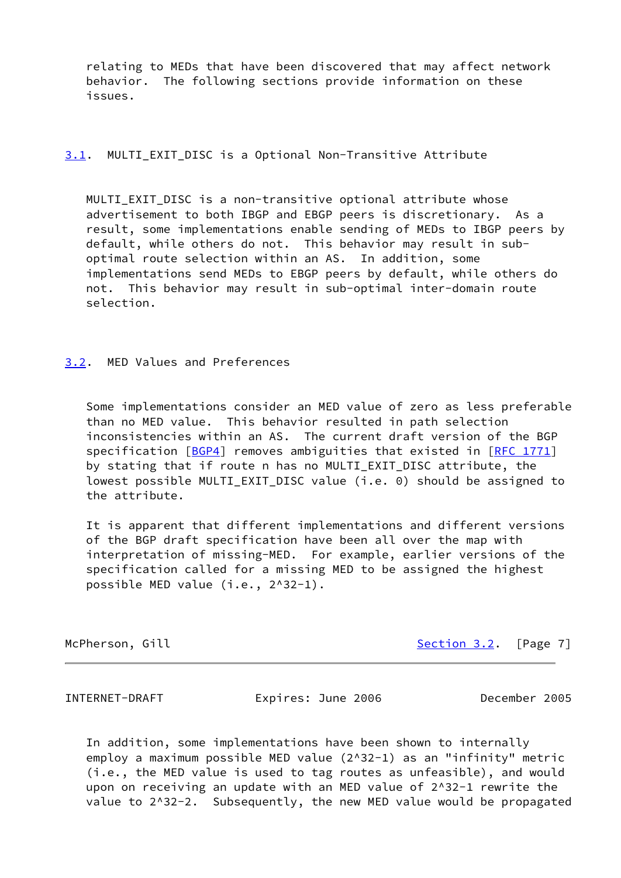relating to MEDs that have been discovered that may affect network behavior. The following sections provide information on these issues.

### 3.1. MULTI_EXIT_DISC is a Optional Non-Transitive Attribute

MULTI_EXIT_DISC is a non-transitive optional attribute whose advertisement to both IBGP and EBGP peers is discretionary. As a result, some implementations enable sending of MEDs to IBGP peers by default, while others do not. This behavior may result in sub-optimal route selection within an AS. In addition, some implementations send MEDs to EBGP peers by default, while others do not. This behavior may result in sub-optimal inter-domain route selection.

### 3.2. MED Values and Preferences

Some implementations consider an MED value of zero as less preferable than no MED value. This behavior resulted in path selection inconsistencies within an AS. The current draft version of the BGP specification [BGP4] removes ambiguities that existed in [RFC 1771] by stating that if route n has no MULTI_EXIT_DISC attribute, the lowest possible MULTI_EXIT_DISC value (i.e. 0) should be assigned to the attribute.

It is apparent that different implementations and different versions of the BGP draft specification have been all over the map with interpretation of missing-MED. For example, earlier versions of the specification called for a missing MED to be assigned the highest possible MED value (i.e., $2^{32}-1$).

In addition, some implementations have been shown to internally employ a maximum possible MED value ($2^{32}-1$) as an "infinity" metric (i.e., the MED value is used to tag routes as unfeasible), and would upon on receiving an update with an MED value of $2^{32}-1$ rewrite the value to $2^{32}-2$. Subsequently, the new MED value would be propagated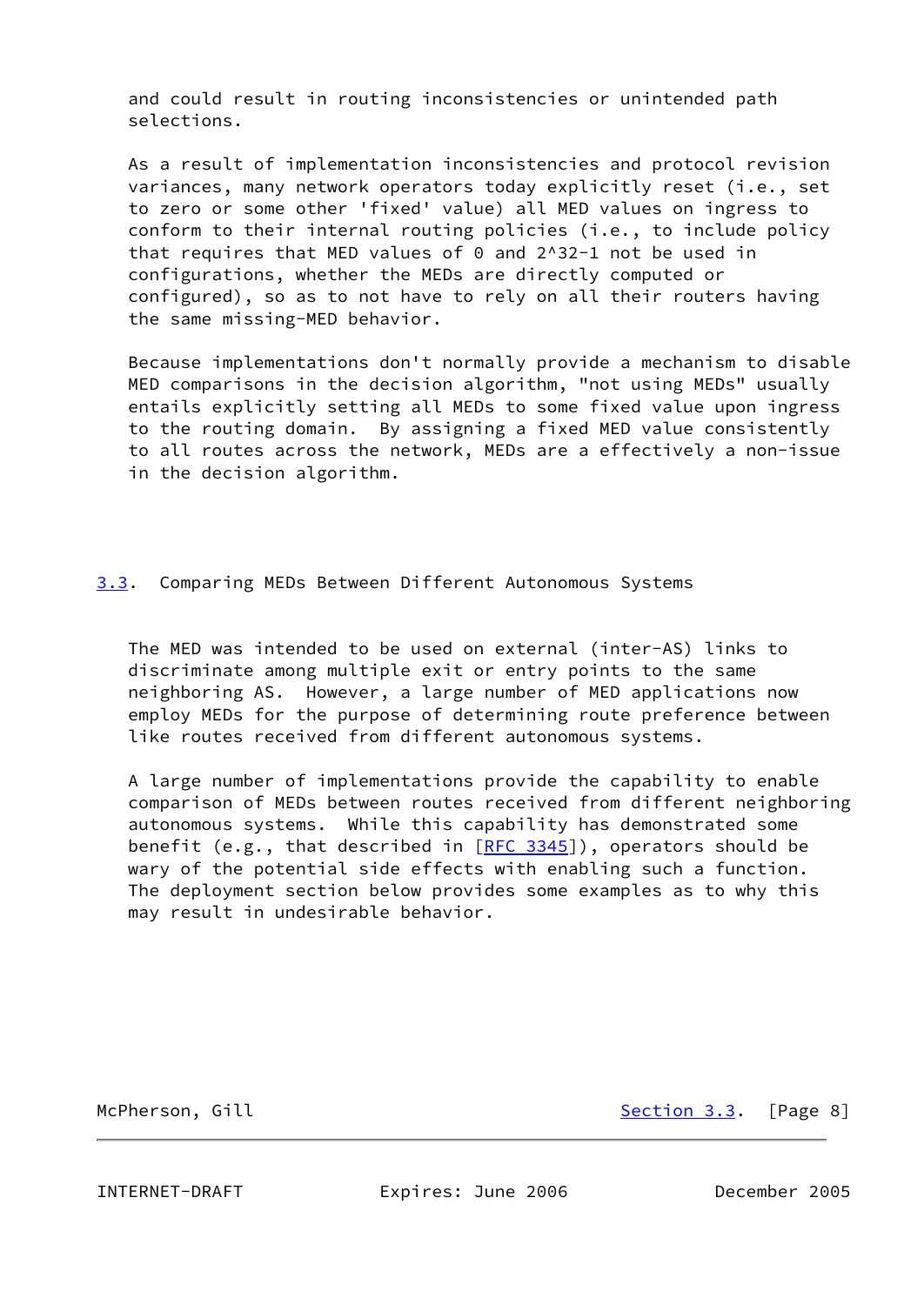and could result in routing inconsistencies or unintended path selections.

As a result of implementation inconsistencies and protocol revision variances, many network operators today explicitly reset (i.e., set to zero or some other 'fixed' value) all MED values on ingress to conform to their internal routing policies (i.e., to include policy that requires that MED values of 0 and 2^32-1 not be used in configurations, whether the MEDs are directly computed or configured), so as to not have to rely on all their routers having the same missing-MED behavior.

Because implementations don't normally provide a mechanism to disable MED comparisons in the decision algorithm, "not using MEDs" usually entails explicitly setting all MEDs to some fixed value upon ingress to the routing domain. By assigning a fixed MED value consistently to all routes across the network, MEDs are a effectively a non-issue in the decision algorithm.

## 3.3. Comparing MEDs Between Different Autonomous Systems

The MED was intended to be used on external (inter-AS) links to discriminate among multiple exit or entry points to the same neighboring AS. However, a large number of MED applications now employ MEDs for the purpose of determining route preference between like routes received from different autonomous systems.

A large number of implementations provide the capability to enable comparison of MEDs between routes received from different neighboring autonomous systems. While this capability has demonstrated some benefit (e.g., that described in [RFC 3345]), operators should be wary of the potential side effects with enabling such a function. The deployment section below provides some examples as to why this may result in undesirable behavior.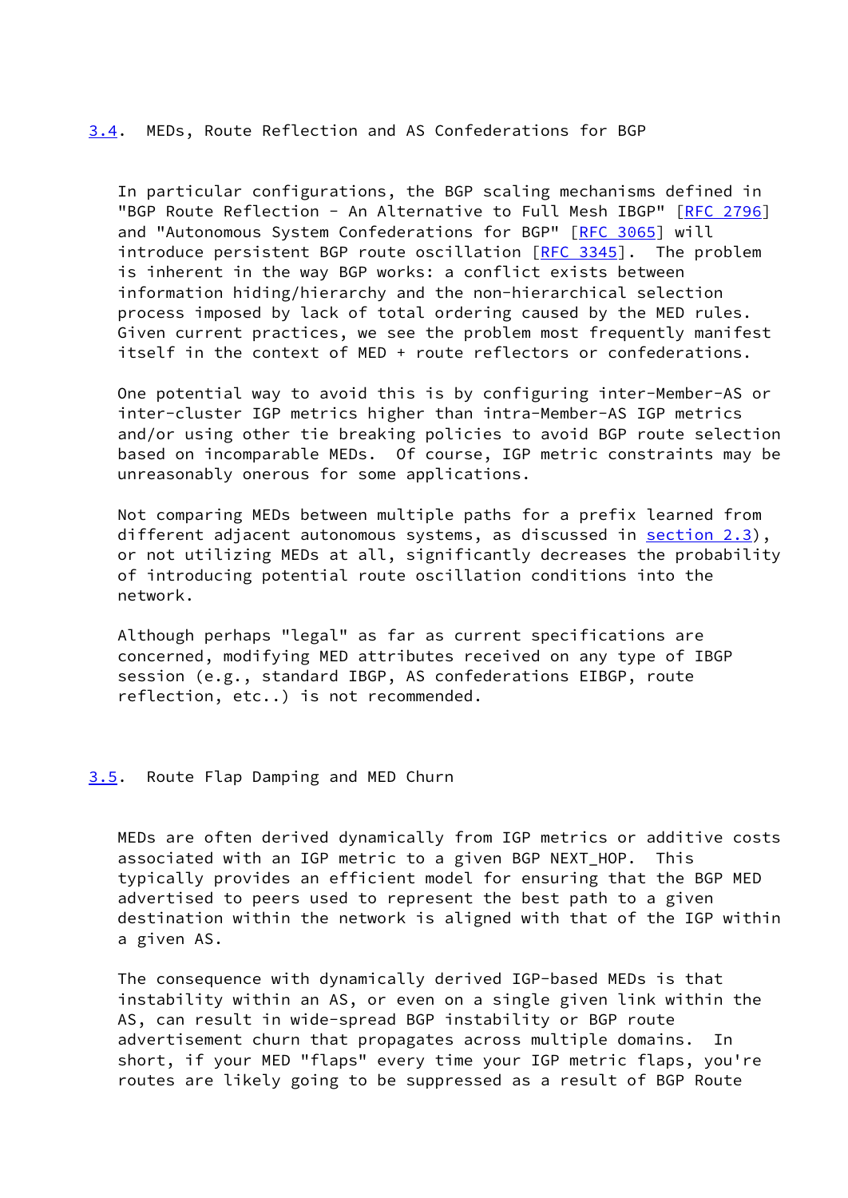### 3.4. MEDs, Route Reflection and AS Confederations for BGP

In particular configurations, the BGP scaling mechanisms defined in "BGP Route Reflection - An Alternative to Full Mesh IBGP" [RFC 2796] and "Autonomous System Confederations for BGP" [RFC 3065] will introduce persistent BGP route oscillation [RFC 3345]. The problem is inherent in the way BGP works: a conflict exists between information hiding/hierarchy and the non-hierarchical selection process imposed by lack of total ordering caused by the MED rules. Given current practices, we see the problem most frequently manifest itself in the context of MED + route reflectors or confederations.

One potential way to avoid this is by configuring inter-Member-AS or inter-cluster IGP metrics higher than intra-Member-AS IGP metrics and/or using other tie breaking policies to avoid BGP route selection based on incomparable MEDs. Of course, IGP metric constraints may be unreasonably onerous for some applications.

Not comparing MEDs between multiple paths for a prefix learned from different adjacent autonomous systems, as discussed in section 2.3), or not utilizing MEDs at all, significantly decreases the probability of introducing potential route oscillation conditions into the network.

Although perhaps "legal" as far as current specifications are concerned, modifying MED attributes received on any type of IBGP session (e.g., standard IBGP, AS confederations EIBGP, route reflection, etc..) is not recommended.

### 3.5. Route Flap Damping and MED Churn

MEDs are often derived dynamically from IGP metrics or additive costs associated with an IGP metric to a given BGP NEXT_HOP. This typically provides an efficient model for ensuring that the BGP MED advertised to peers used to represent the best path to a given destination within the network is aligned with that of the IGP within a given AS.

The consequence with dynamically derived IGP-based MEDs is that instability within an AS, or even on a single given link within the AS, can result in wide-spread BGP instability or BGP route advertisement churn that propagates across multiple domains. In short, if your MED "flaps" every time your IGP metric flaps, you're routes are likely going to be suppressed as a result of BGP Route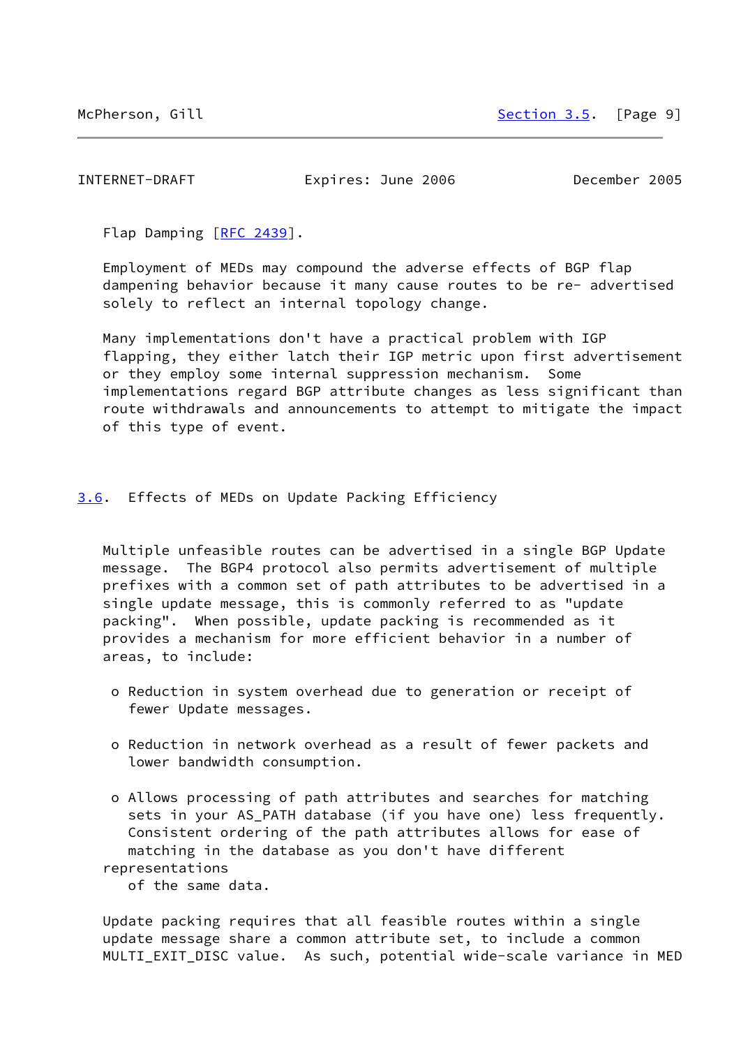Flap Damping [RFC 2439].

Employment of MEDs may compound the adverse effects of BGP flap dampening behavior because it many cause routes to be re- advertised solely to reflect an internal topology change.

Many implementations don't have a practical problem with IGP flapping, they either latch their IGP metric upon first advertisement or they employ some internal suppression mechanism. Some implementations regard BGP attribute changes as less significant than route withdrawals and announcements to attempt to mitigate the impact of this type of event.

## 3.6. Effects of MEDs on Update Packing Efficiency

Multiple unfeasible routes can be advertised in a single BGP Update message. The BGP4 protocol also permits advertisement of multiple prefixes with a common set of path attributes to be advertised in a single update message, this is commonly referred to as "update packing". When possible, update packing is recommended as it provides a mechanism for more efficient behavior in a number of areas, to include:

- Reduction in system overhead due to generation or receipt of fewer Update messages.
- Reduction in network overhead as a result of fewer packets and lower bandwidth consumption.
- Allows processing of path attributes and searches for matching sets in your AS_PATH database (if you have one) less frequently. Consistent ordering of the path attributes allows for ease of matching in the database as you don't have different representations of the same data.

Update packing requires that all feasible routes within a single update message share a common attribute set, to include a common MULTI_EXIT_DISC value. As such, potential wide-scale variance in MED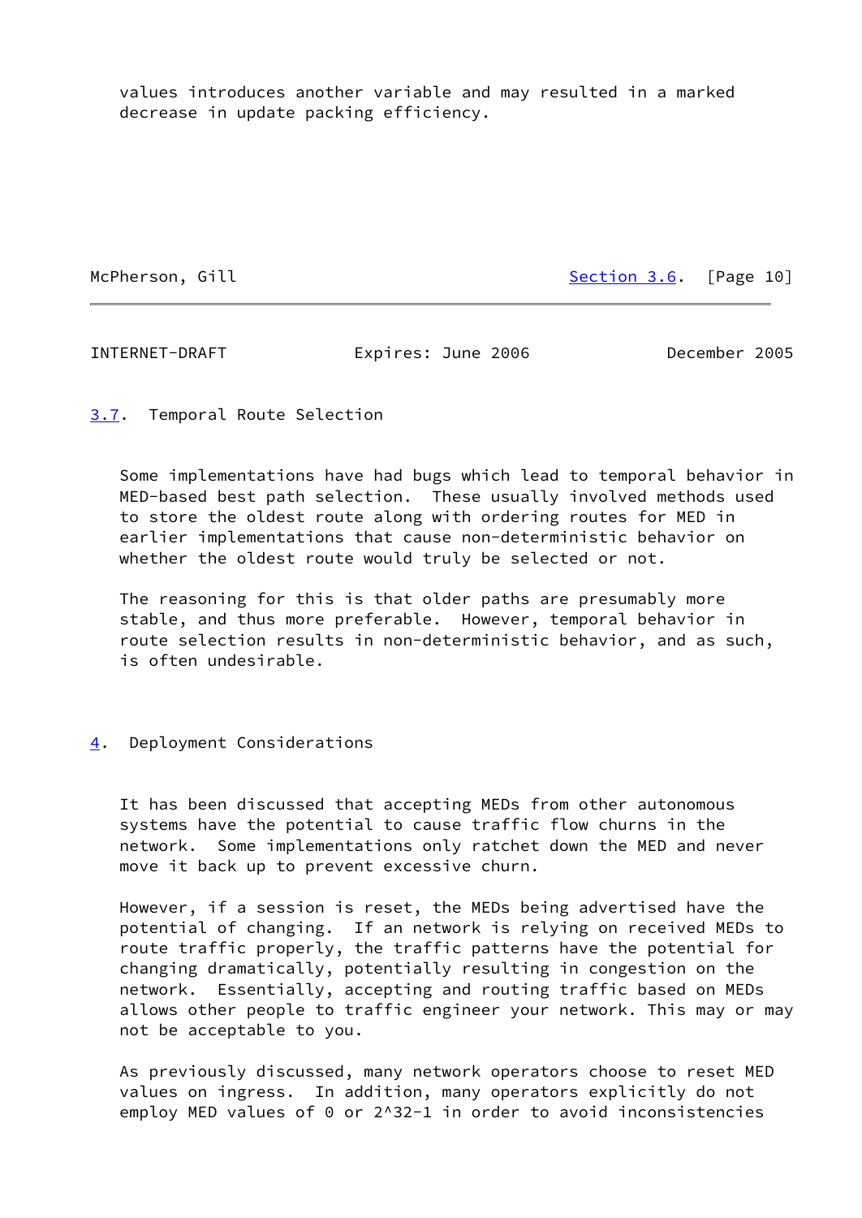values introduces another variable and may resulted in a marked decrease in update packing efficiency.

### 3.7. Temporal Route Selection

Some implementations have had bugs which lead to temporal behavior in MED-based best path selection. These usually involved methods used to store the oldest route along with ordering routes for MED in earlier implementations that cause non-deterministic behavior on whether the oldest route would truly be selected or not.

The reasoning for this is that older paths are presumably more stable, and thus more preferable. However, temporal behavior in route selection results in non-deterministic behavior, and as such, is often undesirable.

## 4. Deployment Considerations

It has been discussed that accepting MEDs from other autonomous systems have the potential to cause traffic flow churns in the network. Some implementations only ratchet down the MED and never move it back up to prevent excessive churn.

However, if a session is reset, the MEDs being advertised have the potential of changing. If an network is relying on received MEDs to route traffic properly, the traffic patterns have the potential for changing dramatically, potentially resulting in congestion on the network. Essentially, accepting and routing traffic based on MEDs allows other people to traffic engineer your network. This may or may not be acceptable to you.

As previously discussed, many network operators choose to reset MED values on ingress. In addition, many operators explicitly do not employ MED values of 0 or $2^{32}-1$ in order to avoid inconsistencies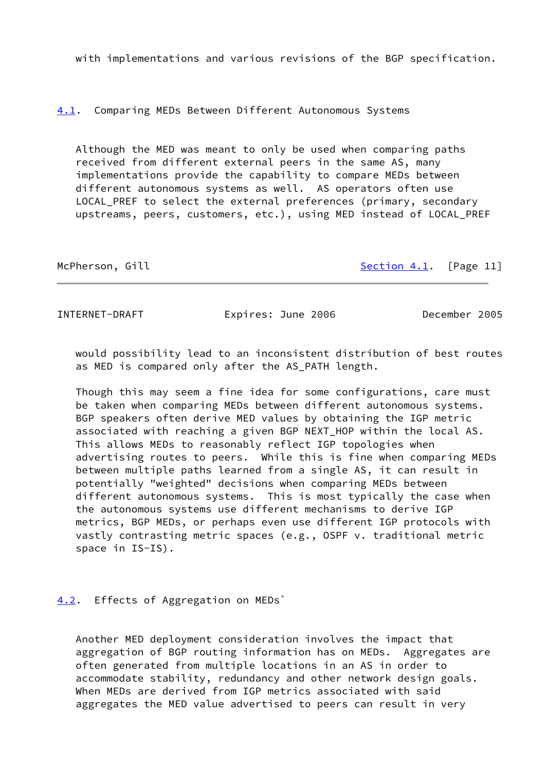with implementations and various revisions of the BGP specification.

### 4.1. Comparing MEDs Between Different Autonomous Systems

Although the MED was meant to only be used when comparing paths received from different external peers in the same AS, many implementations provide the capability to compare MEDs between different autonomous systems as well. AS operators often use LOCAL_PREF to select the external preferences (primary, secondary upstreams, peers, customers, etc.), using MED instead of LOCAL_PREF would possibility lead to an inconsistent distribution of best routes as MED is compared only after the AS_PATH length.

Though this may seem a fine idea for some configurations, care must be taken when comparing MEDs between different autonomous systems. BGP speakers often derive MED values by obtaining the IGP metric associated with reaching a given BGP NEXT_HOP within the local AS. This allows MEDs to reasonably reflect IGP topologies when advertising routes to peers. While this is fine when comparing MEDs between multiple paths learned from a single AS, it can result in potentially "weighted" decisions when comparing MEDs between different autonomous systems. This is most typically the case when the autonomous systems use different mechanisms to derive IGP metrics, BGP MEDs, or perhaps even use different IGP protocols with vastly contrasting metric spaces (e.g., OSPF v. traditional metric space in IS-IS).

### 4.2. Effects of Aggregation on MEDs`

Another MED deployment consideration involves the impact that aggregation of BGP routing information has on MEDs. Aggregates are often generated from multiple locations in an AS in order to accommodate stability, redundancy and other network design goals. When MEDs are derived from IGP metrics associated with said aggregates the MED value advertised to peers can result in very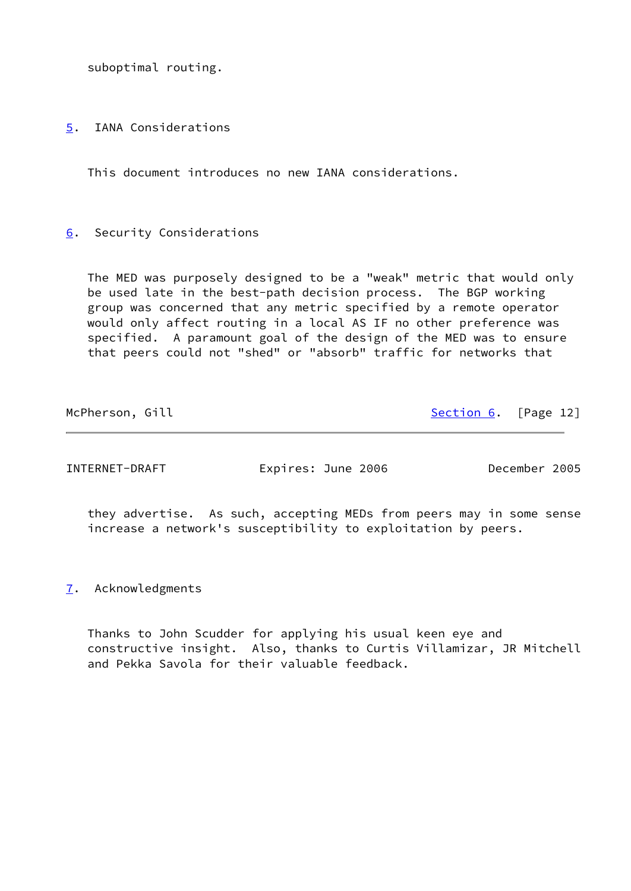suboptimal routing.

## 5. IANA Considerations

This document introduces no new IANA considerations.

## 6. Security Considerations

The MED was purposely designed to be a "weak" metric that would only be used late in the best-path decision process. The BGP working group was concerned that any metric specified by a remote operator would only affect routing in a local AS IF no other preference was specified. A paramount goal of the design of the MED was to ensure that peers could not "shed" or "absorb" traffic for networks that they advertise. As such, accepting MEDs from peers may in some sense increase a network's susceptibility to exploitation by peers.

## 7. Acknowledgments

Thanks to John Scudder for applying his usual keen eye and constructive insight. Also, thanks to Curtis Villamizar, JR Mitchell and Pekka Savola for their valuable feedback.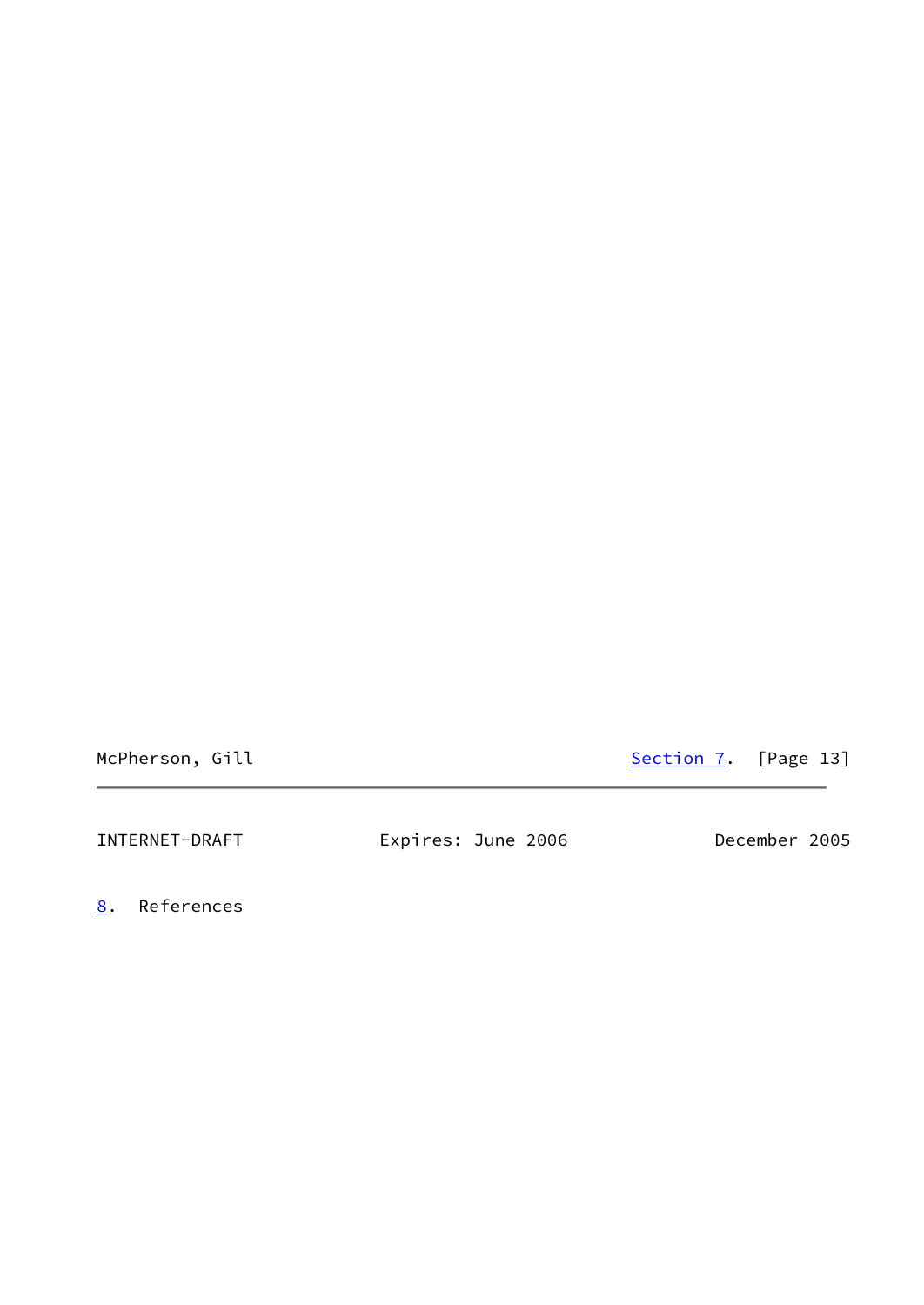# 8. References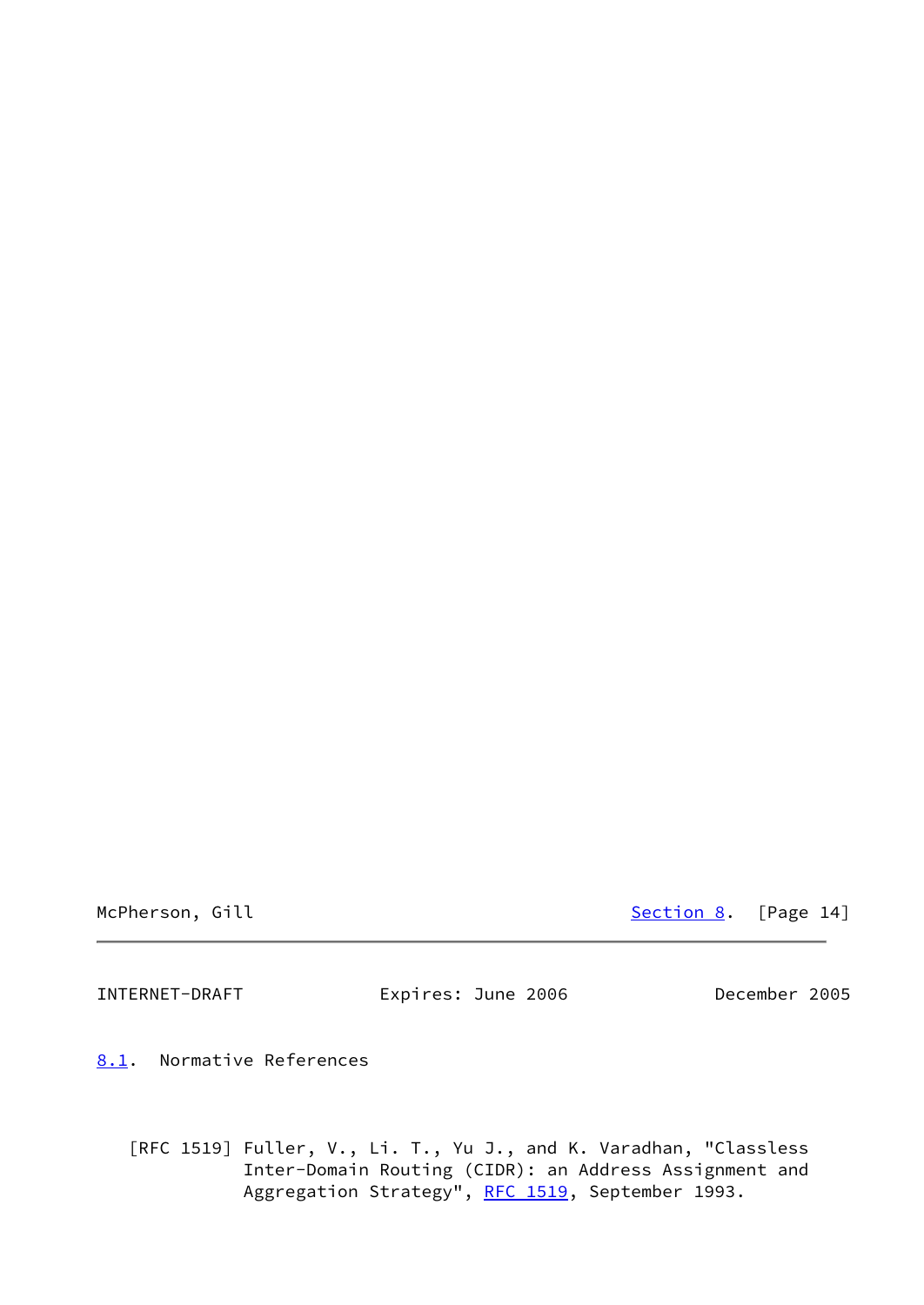## 8.1. Normative References

[RFC 1519] Fuller, V., Li. T., Yu J., and K. Varadhan, "Classless Inter-Domain Routing (CIDR): an Address Assignment and Aggregation Strategy", RFC 1519, September 1993.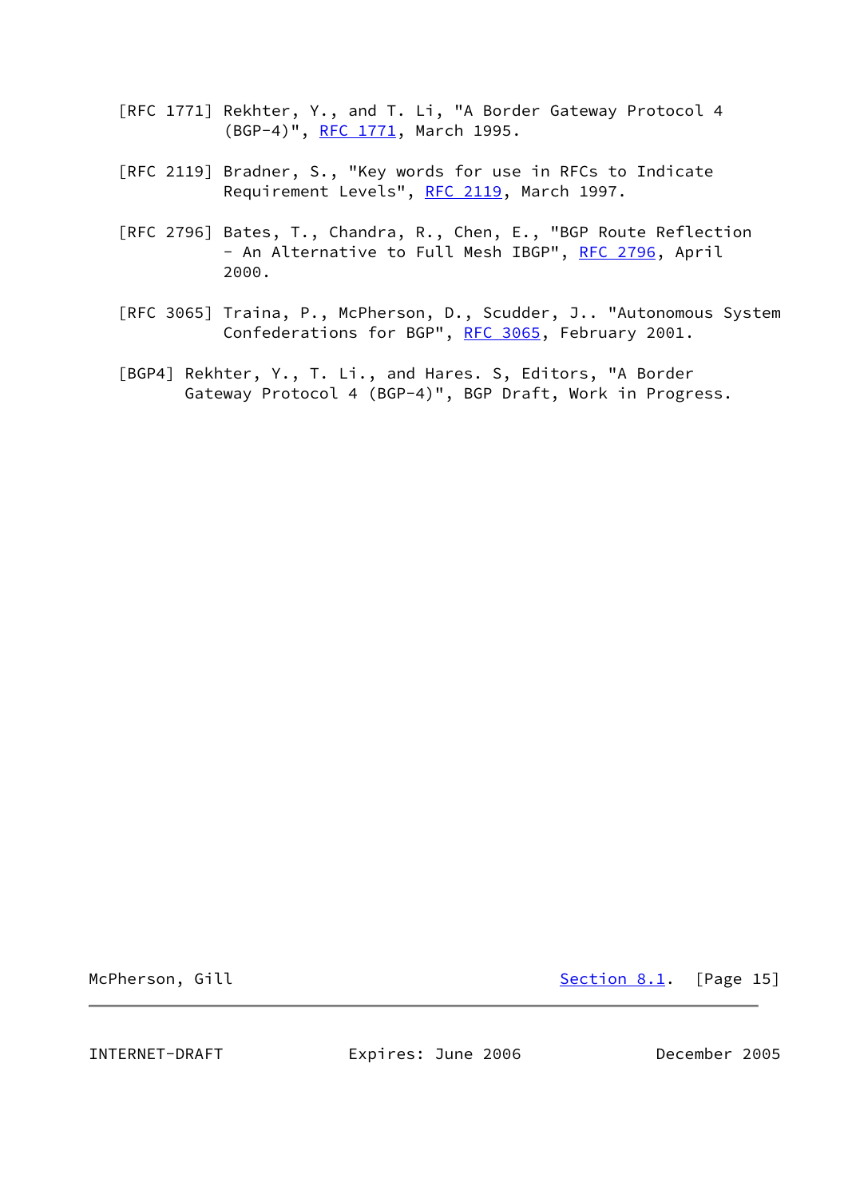[RFC 1771] Rekhter, Y., and T. Li, "A Border Gateway Protocol 4 (BGP-4)", RFC 1771, March 1995.

[RFC 2119] Bradner, S., "Key words for use in RFCs to Indicate Requirement Levels", RFC 2119, March 1997.

[RFC 2796] Bates, T., Chandra, R., Chen, E., "BGP Route Reflection - An Alternative to Full Mesh IBGP", RFC 2796, April 2000.

[RFC 3065] Traina, P., McPherson, D., Scudder, J.. "Autonomous System Confederations for BGP", RFC 3065, February 2001.

[BGP4] Rekhter, Y., T. Li., and Hares. S, Editors, "A Border Gateway Protocol 4 (BGP-4)", BGP Draft, Work in Progress.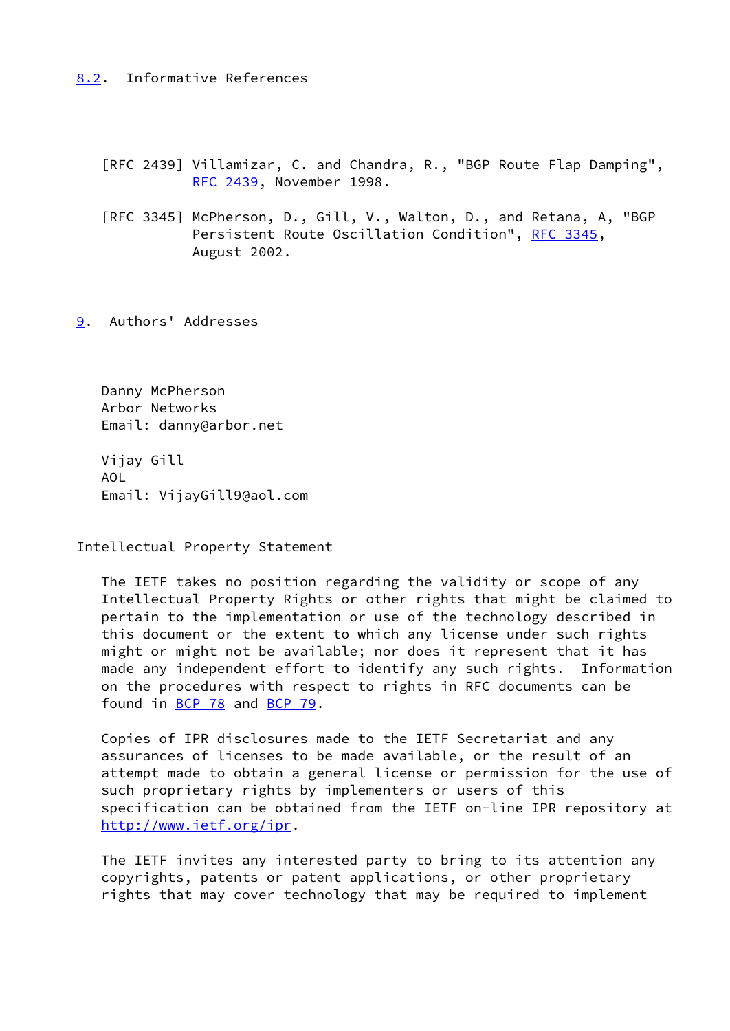## 8.2. Informative References

[RFC 2439] Villamizar, C. and Chandra, R., "BGP Route Flap Damping", RFC 2439, November 1998.

[RFC 3345] McPherson, D., Gill, V., Walton, D., and Retana, A, "BGP Persistent Route Oscillation Condition", RFC 3345, August 2002.

# 9. Authors' Addresses

Danny McPherson
Arbor Networks
Email: danny@arbor.net

Vijay Gill
AOL
Email: VijayGill9@aol.com

## Intellectual Property Statement

The IETF takes no position regarding the validity or scope of any Intellectual Property Rights or other rights that might be claimed to pertain to the implementation or use of the technology described in this document or the extent to which any license under such rights might or might not be available; nor does it represent that it has made any independent effort to identify any such rights. Information on the procedures with respect to rights in RFC documents can be found in BCP 78 and BCP 79.

Copies of IPR disclosures made to the IETF Secretariat and any assurances of licenses to be made available, or the result of an attempt made to obtain a general license or permission for the use of such proprietary rights by implementers or users of this specification can be obtained from the IETF on-line IPR repository at http://www.ietf.org/ipr.

The IETF invites any interested party to bring to its attention any copyrights, patents or patent applications, or other proprietary rights that may cover technology that may be required to implement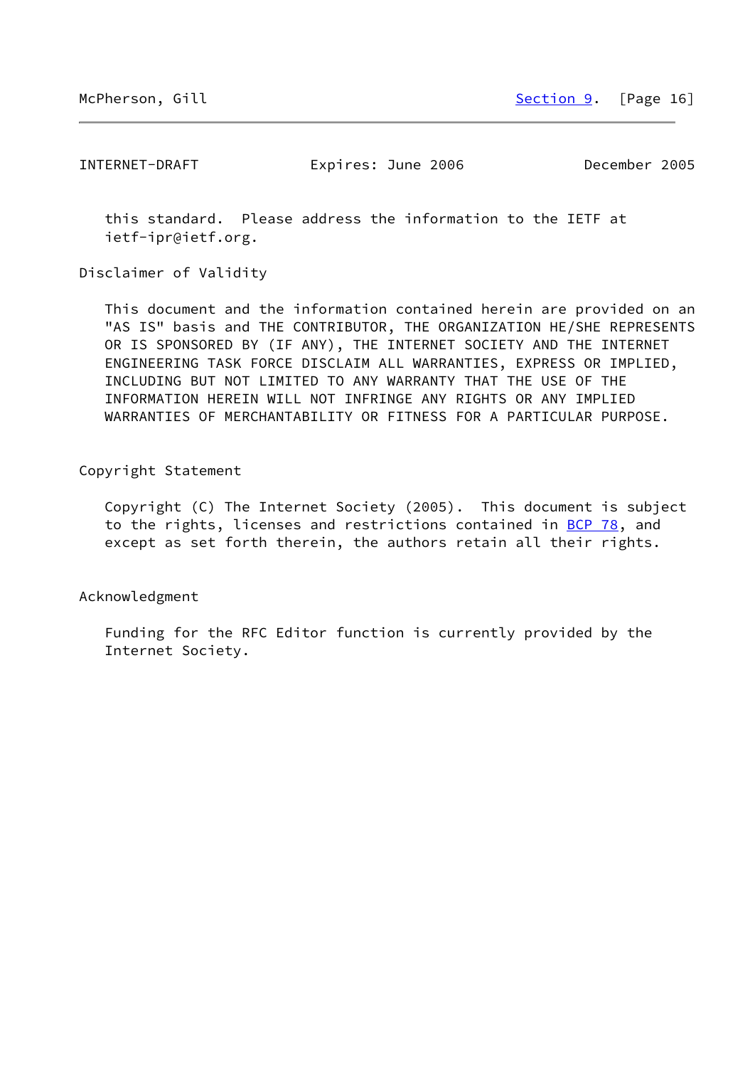this standard. Please address the information to the IETF at ietf-ipr@ietf.org.

## Disclaimer of Validity

This document and the information contained herein are provided on an "AS IS" basis and THE CONTRIBUTOR, THE ORGANIZATION HE/SHE REPRESENTS OR IS SPONSORED BY (IF ANY), THE INTERNET SOCIETY AND THE INTERNET ENGINEERING TASK FORCE DISCLAIM ALL WARRANTIES, EXPRESS OR IMPLIED, INCLUDING BUT NOT LIMITED TO ANY WARRANTY THAT THE USE OF THE INFORMATION HEREIN WILL NOT INFRINGE ANY RIGHTS OR ANY IMPLIED WARRANTIES OF MERCHANTABILITY OR FITNESS FOR A PARTICULAR PURPOSE.

## Copyright Statement

Copyright (C) The Internet Society (2005). This document is subject to the rights, licenses and restrictions contained in BCP 78, and except as set forth therein, the authors retain all their rights.

## Acknowledgment

Funding for the RFC Editor function is currently provided by the Internet Society.